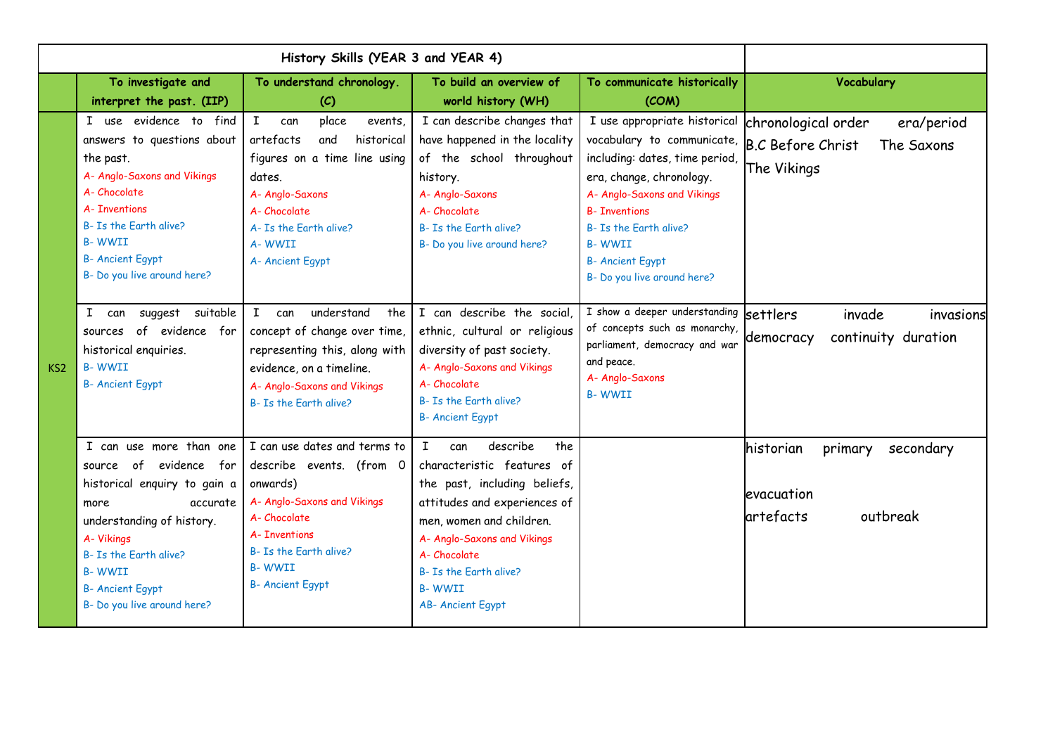| | History Skills (YEAR 3 and YEAR 4) | | | | |
|---|---|---|---|---|---|
| | To investigate and interpret the past. (IIP) | To understand chronology. (C) | To build an overview of world history (WH) | To communicate historically (COM) | Vocabulary |
| KS2 | I use evidence to find answers to questions about the past.<br>A- Anglo-Saxons and Vikings<br>A- Chocolate<br>A- Inventions<br>B- Is the Earth alive?<br>B- WWII<br>B- Ancient Egypt<br>B- Do you live around here? | I can place events, artefacts and historical figures on a time line using dates.<br>A- Anglo-Saxons<br>A- Chocolate<br>A- Is the Earth alive?<br>A- WWII<br>A- Ancient Egypt | I can describe changes that have happened in the locality of the school throughout history.<br>A- Anglo-Saxons<br>A- Chocolate<br>B- Is the Earth alive?<br>B- Do you live around here? | I use appropriate historical vocabulary to communicate, including: dates, time period, era, change, chronology.<br>A- Anglo-Saxons and Vikings<br>B- Inventions<br>B- Is the Earth alive?<br>B- WWII<br>B- Ancient Egypt<br>B- Do you live around here? | chronological order era/period<br>B.C Before Christ The Saxons<br>The Vikings |
| | I can suggest suitable sources of evidence for historical enquiries.<br>B- WWII<br>B- Ancient Egypt | I can understand the concept of change over time, representing this, along with evidence, on a timeline.<br>A- Anglo-Saxons and Vikings<br>B- Is the Earth alive? | I can describe the social, ethnic, cultural or religious diversity of past society.<br>A- Anglo-Saxons and Vikings<br>A- Chocolate<br>B- Is the Earth alive?<br>B- Ancient Egypt | I show a deeper understanding of concepts such as monarchy, parliament, democracy and war and peace.<br>A- Anglo-Saxons<br>B- WWII | settlers invade invasions<br>democracy continuity duration |
| | I can use more than one source of evidence for historical enquiry to gain a more accurate understanding of history.<br>A- Vikings<br>B- Is the Earth alive?<br>B- WWII<br>B- Ancient Egypt<br>B- Do you live around here? | I can use dates and terms to describe events. (from 0 onwards)<br>A- Anglo-Saxons and Vikings<br>A- Chocolate<br>A- Inventions<br>B- Is the Earth alive?<br>B- WWII<br>B- Ancient Egypt | I can describe the characteristic features of the past, including beliefs, attitudes and experiences of men, women and children.<br>A- Anglo-Saxons and Vikings<br>A- Chocolate<br>B- Is the Earth alive?<br>B- WWII<br>AB- Ancient Egypt | | historian primary secondary<br><br>evacuation<br>artefacts outbreak |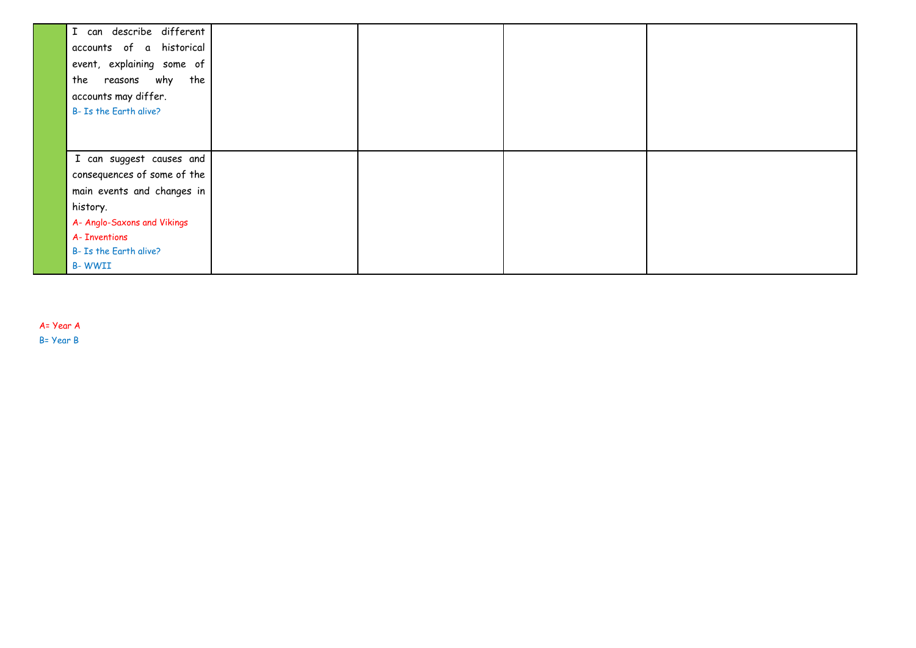| | | | | | |
|---|---|---|---|---|---|
| | I can describe different accounts of a historical event, explaining some of the reasons why the accounts may differ.<br>B- Is the Earth alive? | | | | |
| | I can suggest causes and consequences of some of the main events and changes in history.<br>A- Anglo-Saxons and Vikings<br>A- Inventions<br>B- Is the Earth alive?<br>B- WWII | | | | |

A= Year A
B= Year B